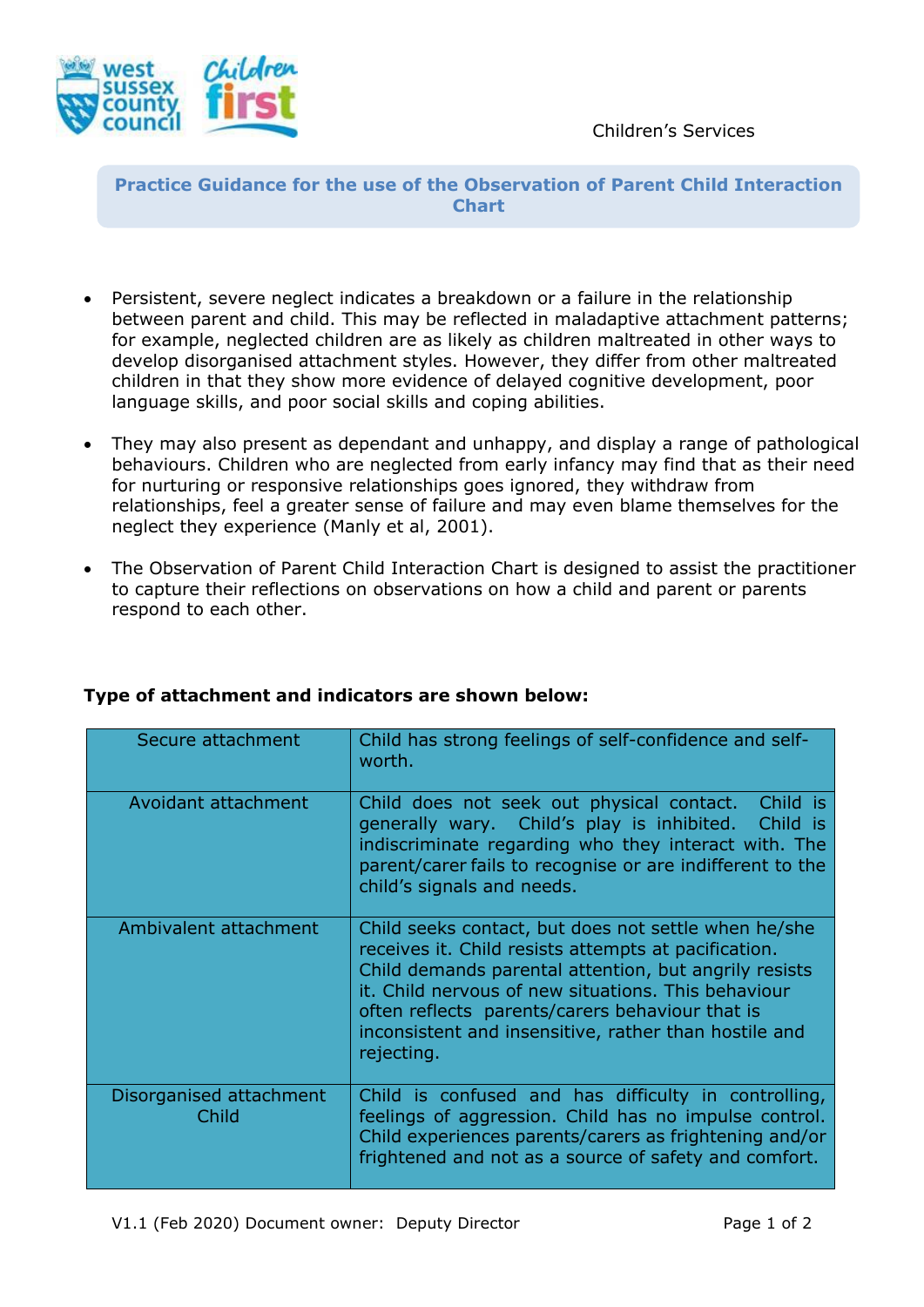Children's Services

## Practice Guidance for the use of the Observation of Parent Child Interaction Chart

- Persistent, severe neglect indicates a breakdown or a failure in the relationship between parent and child. This may be reflected in maladaptive attachment patterns; for example, neglected children are as likely as children maltreated in other ways to develop disorganised attachment styles. However, they differ from other maltreated children in that they show more evidence of delayed cognitive development, poor language skills, and poor social skills and coping abilities.

- They may also present as dependant and unhappy, and display a range of pathological behaviours. Children who are neglected from early infancy may find that as their need for nurturing or responsive relationships goes ignored, they withdraw from relationships, feel a greater sense of failure and may even blame themselves for the neglect they experience (Manly et al, 2001).

- The Observation of Parent Child Interaction Chart is designed to assist the practitioner to capture their reflections on observations on how a child and parent or parents respond to each other.

**Type of attachment and indicators are shown below:**

| | |
|---|---|
| Secure attachment | Child has strong feelings of self-confidence and self-worth. |
| Avoidant attachment | Child does not seek out physical contact. Child is generally wary. Child's play is inhibited. Child is indiscriminate regarding who they interact with. The parent/carer fails to recognise or are indifferent to the child's signals and needs. |
| Ambivalent attachment | Child seeks contact, but does not settle when he/she receives it. Child resists attempts at pacification. Child demands parental attention, but angrily resists it. Child nervous of new situations. This behaviour often reflects parents/carers behaviour that is inconsistent and insensitive, rather than hostile and rejecting. |
| Disorganised attachment Child | Child is confused and has difficulty in controlling, feelings of aggression. Child has no impulse control. Child experiences parents/carers as frightening and/or frightened and not as a source of safety and comfort. |

V1.1 (Feb 2020) Document owner: Deputy Director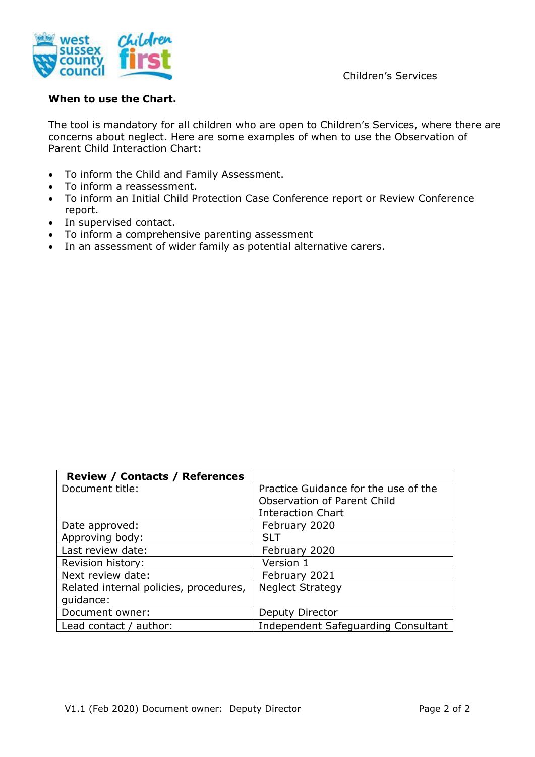**When to use the Chart.**

The tool is mandatory for all children who are open to Children's Services, where there are concerns about neglect. Here are some examples of when to use the Observation of Parent Child Interaction Chart:

- To inform the Child and Family Assessment.
- To inform a reassessment.
- To inform an Initial Child Protection Case Conference report or Review Conference report.
- In supervised contact.
- To inform a comprehensive parenting assessment
- In an assessment of wider family as potential alternative carers.

| **Review / Contacts / References** | |
|---|---|
| Document title: | Practice Guidance for the use of the Observation of Parent Child Interaction Chart |
| Date approved: | February 2020 |
| Approving body: | SLT |
| Last review date: | February 2020 |
| Revision history: | Version 1 |
| Next review date: | February 2021 |
| Related internal policies, procedures, guidance: | Neglect Strategy |
| Document owner: | Deputy Director |
| Lead contact / author: | Independent Safeguarding Consultant |